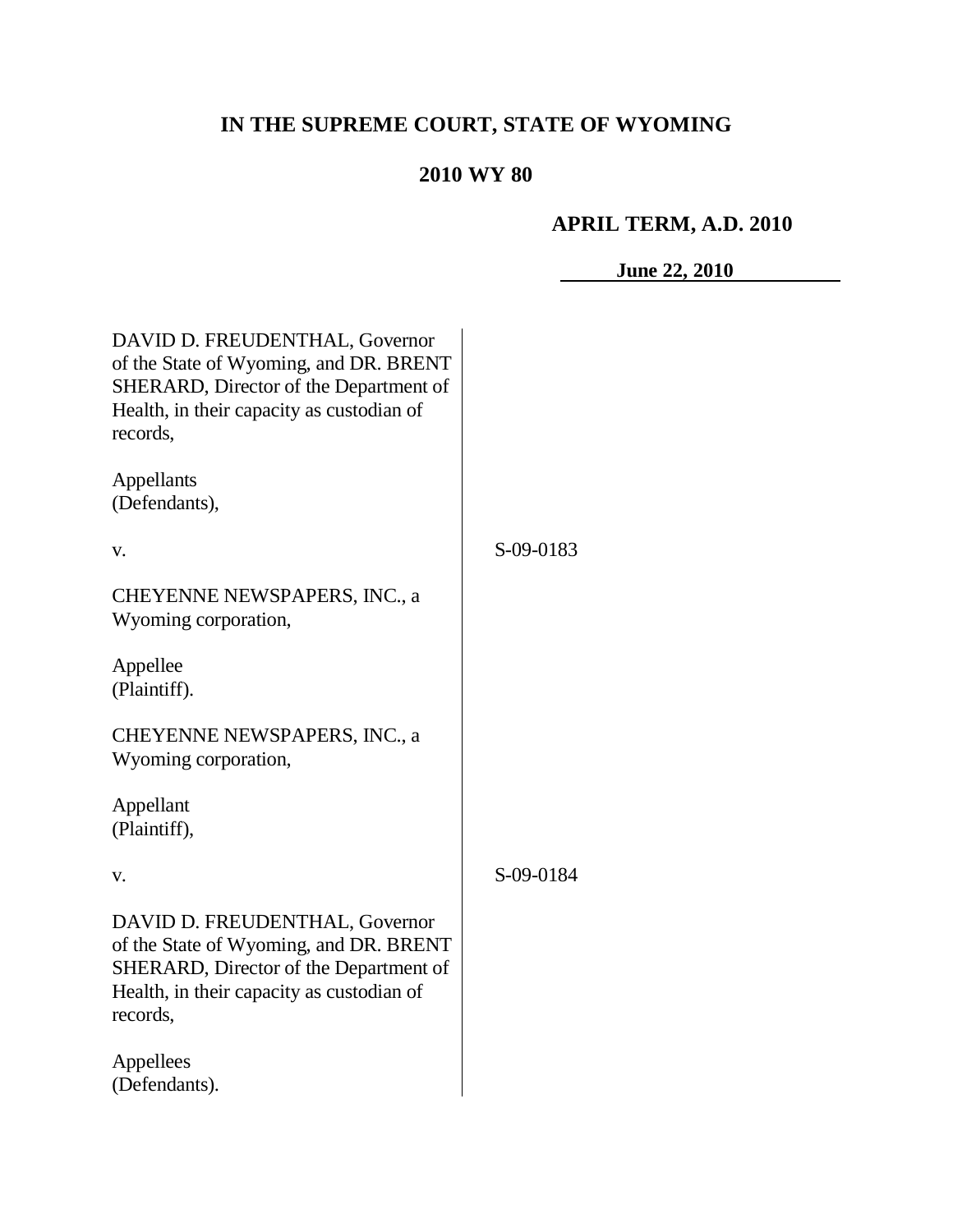# IN THE SUPREME COURT, STATE OF WYOMING

## 2010 WY 80

**APRIL TERM, A.D. 2010**

**June 22, 2010**

| | |
|---|---|
| DAVID D. FREUDENTHAL, Governor of the State of Wyoming, and DR. BRENT SHERARD, Director of the Department of Health, in their capacity as custodian of records,<br><br>Appellants<br>(Defendants),<br><br>v.<br><br>CHEYENNE NEWSPAPERS, INC., a Wyoming corporation,<br><br>Appellee<br>(Plaintiff). | S-09-0183 |
| CHEYENNE NEWSPAPERS, INC., a Wyoming corporation,<br><br>Appellant<br>(Plaintiff),<br><br>v.<br><br>DAVID D. FREUDENTHAL, Governor of the State of Wyoming, and DR. BRENT SHERARD, Director of the Department of Health, in their capacity as custodian of records,<br><br>Appellees<br>(Defendants). | S-09-0184 |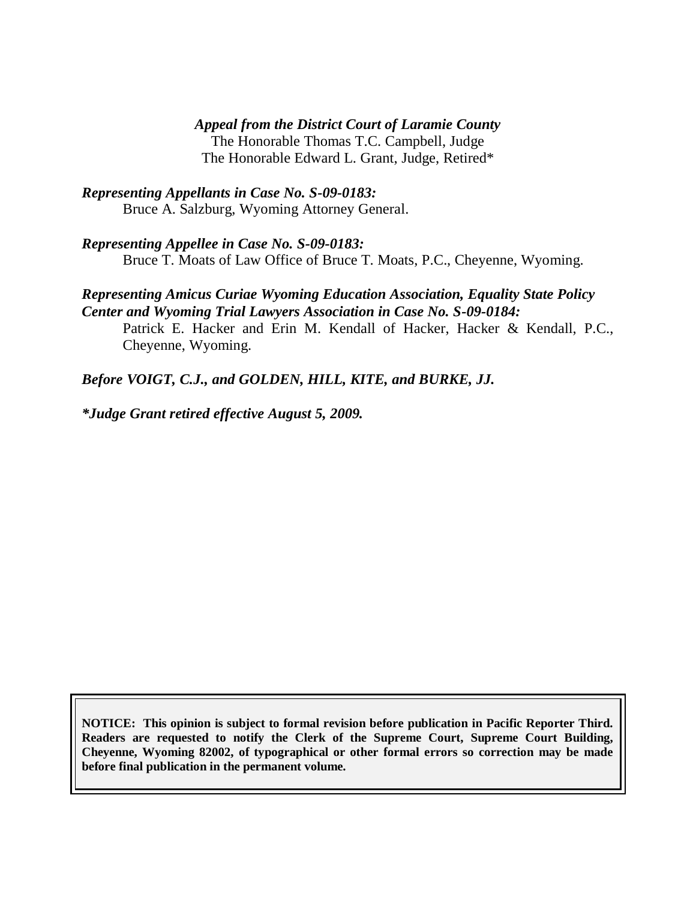***Appeal from the District Court of Laramie County***
The Honorable Thomas T.C. Campbell, Judge
The Honorable Edward L. Grant, Judge, Retired*

***Representing Appellants in Case No. S-09-0183:***
Bruce A. Salzburg, Wyoming Attorney General.

***Representing Appellee in Case No. S-09-0183:***
Bruce T. Moats of Law Office of Bruce T. Moats, P.C., Cheyenne, Wyoming.

***Representing Amicus Curiae Wyoming Education Association, Equality State Policy Center and Wyoming Trial Lawyers Association in Case No. S-09-0184:***
Patrick E. Hacker and Erin M. Kendall of Hacker, Hacker & Kendall, P.C., Cheyenne, Wyoming.

***Before VOIGT, C.J., and GOLDEN, HILL, KITE, and BURKE, JJ.***

****Judge Grant retired effective August 5, 2009.***

**NOTICE: This opinion is subject to formal revision before publication in Pacific Reporter Third. Readers are requested to notify the Clerk of the Supreme Court, Supreme Court Building, Cheyenne, Wyoming 82002, of typographical or other formal errors so correction may be made before final publication in the permanent volume.**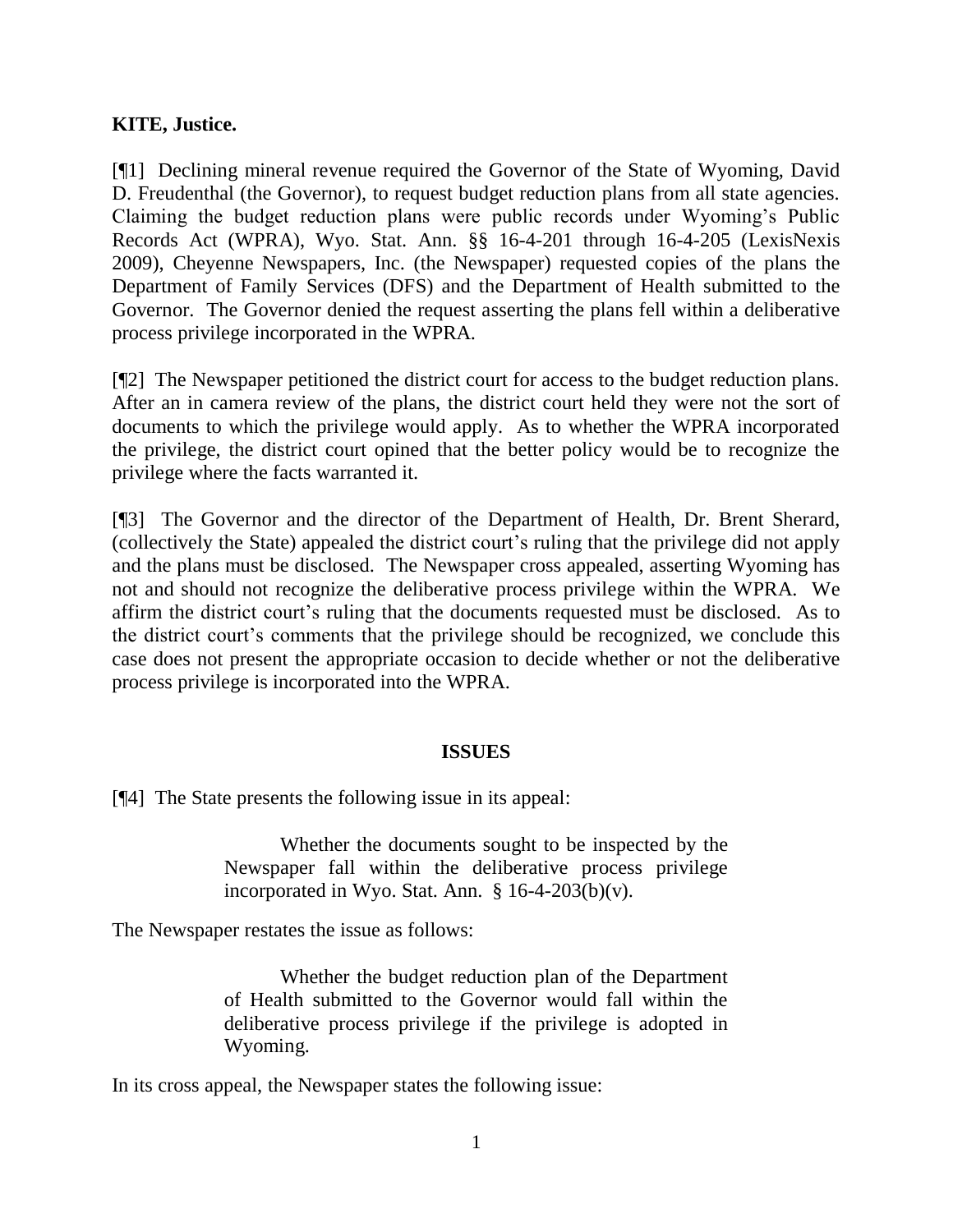**KITE, Justice.**

[¶1] Declining mineral revenue required the Governor of the State of Wyoming, David D. Freudenthal (the Governor), to request budget reduction plans from all state agencies. Claiming the budget reduction plans were public records under Wyoming's Public Records Act (WPRA), Wyo. Stat. Ann. §§ 16-4-201 through 16-4-205 (LexisNexis 2009), Cheyenne Newspapers, Inc. (the Newspaper) requested copies of the plans the Department of Family Services (DFS) and the Department of Health submitted to the Governor. The Governor denied the request asserting the plans fell within a deliberative process privilege incorporated in the WPRA.

[¶2] The Newspaper petitioned the district court for access to the budget reduction plans. After an in camera review of the plans, the district court held they were not the sort of documents to which the privilege would apply. As to whether the WPRA incorporated the privilege, the district court opined that the better policy would be to recognize the privilege where the facts warranted it.

[¶3] The Governor and the director of the Department of Health, Dr. Brent Sherard, (collectively the State) appealed the district court's ruling that the privilege did not apply and the plans must be disclosed. The Newspaper cross appealed, asserting Wyoming has not and should not recognize the deliberative process privilege within the WPRA. We affirm the district court's ruling that the documents requested must be disclosed. As to the district court's comments that the privilege should be recognized, we conclude this case does not present the appropriate occasion to decide whether or not the deliberative process privilege is incorporated into the WPRA.

## ISSUES

[¶4] The State presents the following issue in its appeal:

> Whether the documents sought to be inspected by the Newspaper fall within the deliberative process privilege incorporated in Wyo. Stat. Ann. § 16-4-203(b)(v).

The Newspaper restates the issue as follows:

> Whether the budget reduction plan of the Department of Health submitted to the Governor would fall within the deliberative process privilege if the privilege is adopted in Wyoming.

In its cross appeal, the Newspaper states the following issue: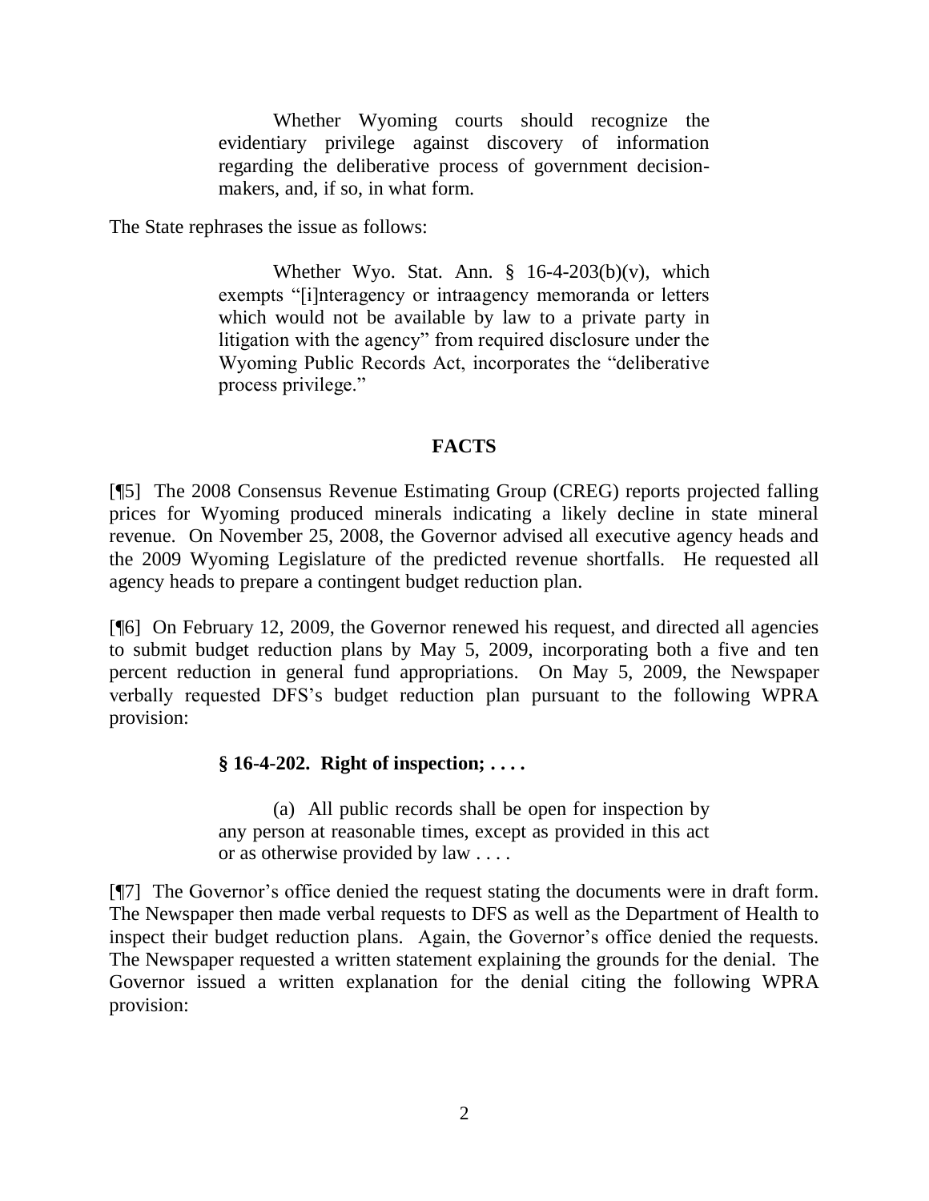> Whether Wyoming courts should recognize the evidentiary privilege against discovery of information regarding the deliberative process of government decision-makers, and, if so, in what form.

The State rephrases the issue as follows:

> Whether Wyo. Stat. Ann. § 16-4-203(b)(v), which exempts "[i]nteragency or intraagency memoranda or letters which would not be available by law to a private party in litigation with the agency" from required disclosure under the Wyoming Public Records Act, incorporates the "deliberative process privilege."

## FACTS

[¶5] The 2008 Consensus Revenue Estimating Group (CREG) reports projected falling prices for Wyoming produced minerals indicating a likely decline in state mineral revenue. On November 25, 2008, the Governor advised all executive agency heads and the 2009 Wyoming Legislature of the predicted revenue shortfalls. He requested all agency heads to prepare a contingent budget reduction plan.

[¶6] On February 12, 2009, the Governor renewed his request, and directed all agencies to submit budget reduction plans by May 5, 2009, incorporating both a five and ten percent reduction in general fund appropriations. On May 5, 2009, the Newspaper verbally requested DFS's budget reduction plan pursuant to the following WPRA provision:

> **§ 16-4-202. Right of inspection; . . . .**
>
> (a) All public records shall be open for inspection by any person at reasonable times, except as provided in this act or as otherwise provided by law . . . .

[¶7] The Governor's office denied the request stating the documents were in draft form. The Newspaper then made verbal requests to DFS as well as the Department of Health to inspect their budget reduction plans. Again, the Governor's office denied the requests. The Newspaper requested a written statement explaining the grounds for the denial. The Governor issued a written explanation for the denial citing the following WPRA provision: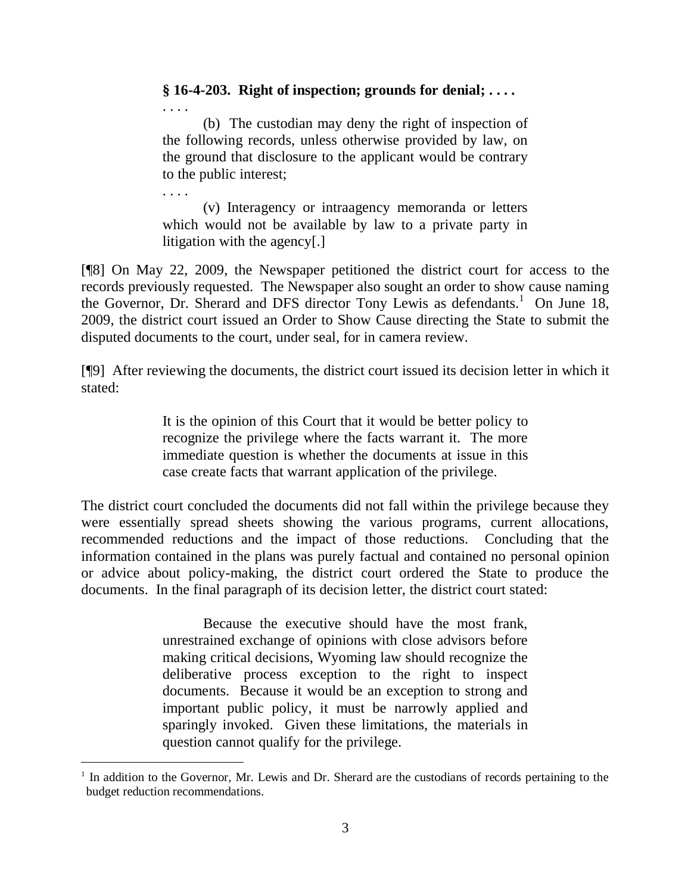> **§ 16-4-203. Right of inspection; grounds for denial; . . . .**
>
> . . . .
>
> (b) The custodian may deny the right of inspection of the following records, unless otherwise provided by law, on the ground that disclosure to the applicant would be contrary to the public interest;
>
> . . . .
>
> (v) Interagency or intraagency memoranda or letters which would not be available by law to a private party in litigation with the agency[.]

[¶8] On May 22, 2009, the Newspaper petitioned the district court for access to the records previously requested. The Newspaper also sought an order to show cause naming the Governor, Dr. Sherard and DFS director Tony Lewis as defendants.[1] On June 18, 2009, the district court issued an Order to Show Cause directing the State to submit the disputed documents to the court, under seal, for in camera review.

[¶9] After reviewing the documents, the district court issued its decision letter in which it stated:

> It is the opinion of this Court that it would be better policy to recognize the privilege where the facts warrant it. The more immediate question is whether the documents at issue in this case create facts that warrant application of the privilege.

The district court concluded the documents did not fall within the privilege because they were essentially spread sheets showing the various programs, current allocations, recommended reductions and the impact of those reductions. Concluding that the information contained in the plans was purely factual and contained no personal opinion or advice about policy-making, the district court ordered the State to produce the documents. In the final paragraph of its decision letter, the district court stated:

> Because the executive should have the most frank, unrestrained exchange of opinions with close advisors before making critical decisions, Wyoming law should recognize the deliberative process exception to the right to inspect documents. Because it would be an exception to strong and important public policy, it must be narrowly applied and sparingly invoked. Given these limitations, the materials in question cannot qualify for the privilege.

---

[1] In addition to the Governor, Mr. Lewis and Dr. Sherard are the custodians of records pertaining to the budget reduction recommendations.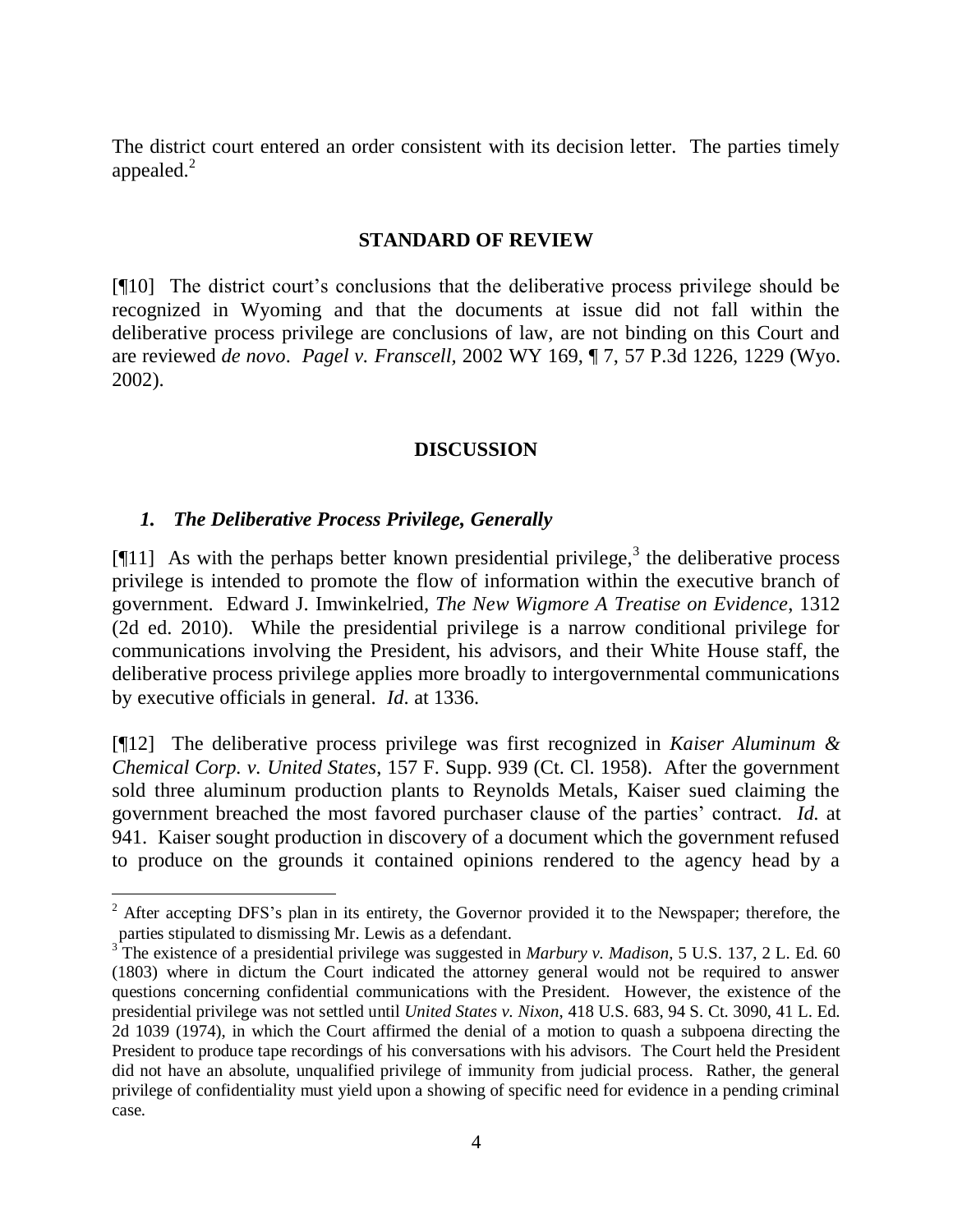The district court entered an order consistent with its decision letter. The parties timely appealed.[2]

## STANDARD OF REVIEW

[¶10] The district court's conclusions that the deliberative process privilege should be recognized in Wyoming and that the documents at issue did not fall within the deliberative process privilege are conclusions of law, are not binding on this Court and are reviewed *de novo*. *Pagel v. Franscell,* 2002 WY 169, ¶ 7, 57 P.3d 1226, 1229 (Wyo. 2002).

## DISCUSSION

### *1. The Deliberative Process Privilege, Generally*

[¶11] As with the perhaps better known presidential privilege,[3] the deliberative process privilege is intended to promote the flow of information within the executive branch of government. Edward J. Imwinkelried, *The New Wigmore A Treatise on Evidence*, 1312 (2d ed. 2010). While the presidential privilege is a narrow conditional privilege for communications involving the President, his advisors, and their White House staff, the deliberative process privilege applies more broadly to intergovernmental communications by executive officials in general. *Id.* at 1336.

[¶12] The deliberative process privilege was first recognized in *Kaiser Aluminum & Chemical Corp. v. United States*, 157 F. Supp. 939 (Ct. Cl. 1958). After the government sold three aluminum production plants to Reynolds Metals, Kaiser sued claiming the government breached the most favored purchaser clause of the parties' contract. *Id.* at 941. Kaiser sought production in discovery of a document which the government refused to produce on the grounds it contained opinions rendered to the agency head by a

---

[2] After accepting DFS's plan in its entirety, the Governor provided it to the Newspaper; therefore, the parties stipulated to dismissing Mr. Lewis as a defendant.

[3] The existence of a presidential privilege was suggested in *Marbury v. Madison*, 5 U.S. 137, 2 L. Ed. 60 (1803) where in dictum the Court indicated the attorney general would not be required to answer questions concerning confidential communications with the President. However, the existence of the presidential privilege was not settled until *United States v. Nixon*, 418 U.S. 683, 94 S. Ct. 3090, 41 L. Ed. 2d 1039 (1974), in which the Court affirmed the denial of a motion to quash a subpoena directing the President to produce tape recordings of his conversations with his advisors. The Court held the President did not have an absolute, unqualified privilege of immunity from judicial process. Rather, the general privilege of confidentiality must yield upon a showing of specific need for evidence in a pending criminal case.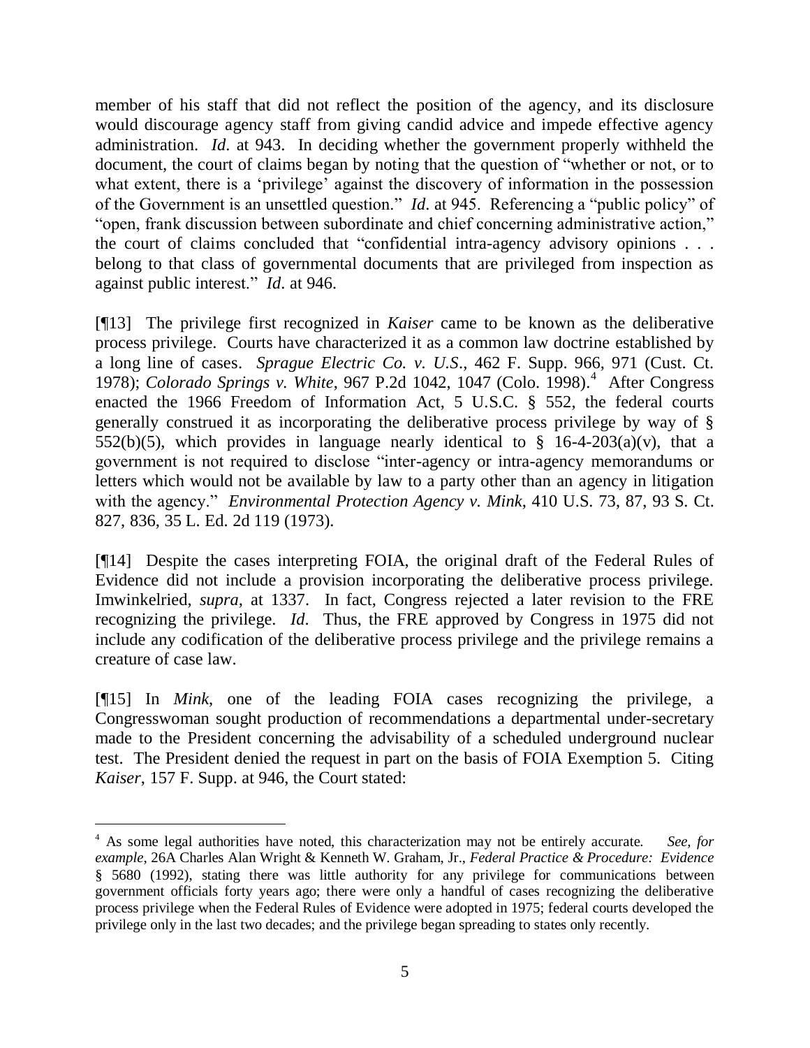member of his staff that did not reflect the position of the agency, and its disclosure would discourage agency staff from giving candid advice and impede effective agency administration. *Id*. at 943. In deciding whether the government properly withheld the document, the court of claims began by noting that the question of "whether or not, or to what extent, there is a 'privilege' against the discovery of information in the possession of the Government is an unsettled question." *Id*. at 945. Referencing a "public policy" of "open, frank discussion between subordinate and chief concerning administrative action," the court of claims concluded that "confidential intra-agency advisory opinions . . . belong to that class of governmental documents that are privileged from inspection as against public interest." *Id*. at 946.

[¶13] The privilege first recognized in *Kaiser* came to be known as the deliberative process privilege. Courts have characterized it as a common law doctrine established by a long line of cases. *Sprague Electric Co. v. U.S*., 462 F. Supp. 966, 971 (Cust. Ct. 1978); *Colorado Springs v. White*, 967 P.2d 1042, 1047 (Colo. 1998).[4] After Congress enacted the 1966 Freedom of Information Act, 5 U.S.C. § 552, the federal courts generally construed it as incorporating the deliberative process privilege by way of § 552(b)(5), which provides in language nearly identical to § 16-4-203(a)(v), that a government is not required to disclose "inter-agency or intra-agency memorandums or letters which would not be available by law to a party other than an agency in litigation with the agency." *Environmental Protection Agency v. Mink*, 410 U.S. 73, 87, 93 S. Ct. 827, 836, 35 L. Ed. 2d 119 (1973).

[¶14] Despite the cases interpreting FOIA, the original draft of the Federal Rules of Evidence did not include a provision incorporating the deliberative process privilege. Imwinkelried, *supra,* at 1337. In fact, Congress rejected a later revision to the FRE recognizing the privilege. *Id*. Thus, the FRE approved by Congress in 1975 did not include any codification of the deliberative process privilege and the privilege remains a creature of case law.

[¶15] In *Mink*, one of the leading FOIA cases recognizing the privilege, a Congresswoman sought production of recommendations a departmental under-secretary made to the President concerning the advisability of a scheduled underground nuclear test. The President denied the request in part on the basis of FOIA Exemption 5. Citing *Kaiser*, 157 F. Supp. at 946, the Court stated:

---

[4] As some legal authorities have noted, this characterization may not be entirely accurate. *See, for example*, 26A Charles Alan Wright & Kenneth W. Graham, Jr., *Federal Practice & Procedure: Evidence* § 5680 (1992), stating there was little authority for any privilege for communications between government officials forty years ago; there were only a handful of cases recognizing the deliberative process privilege when the Federal Rules of Evidence were adopted in 1975; federal courts developed the privilege only in the last two decades; and the privilege began spreading to states only recently.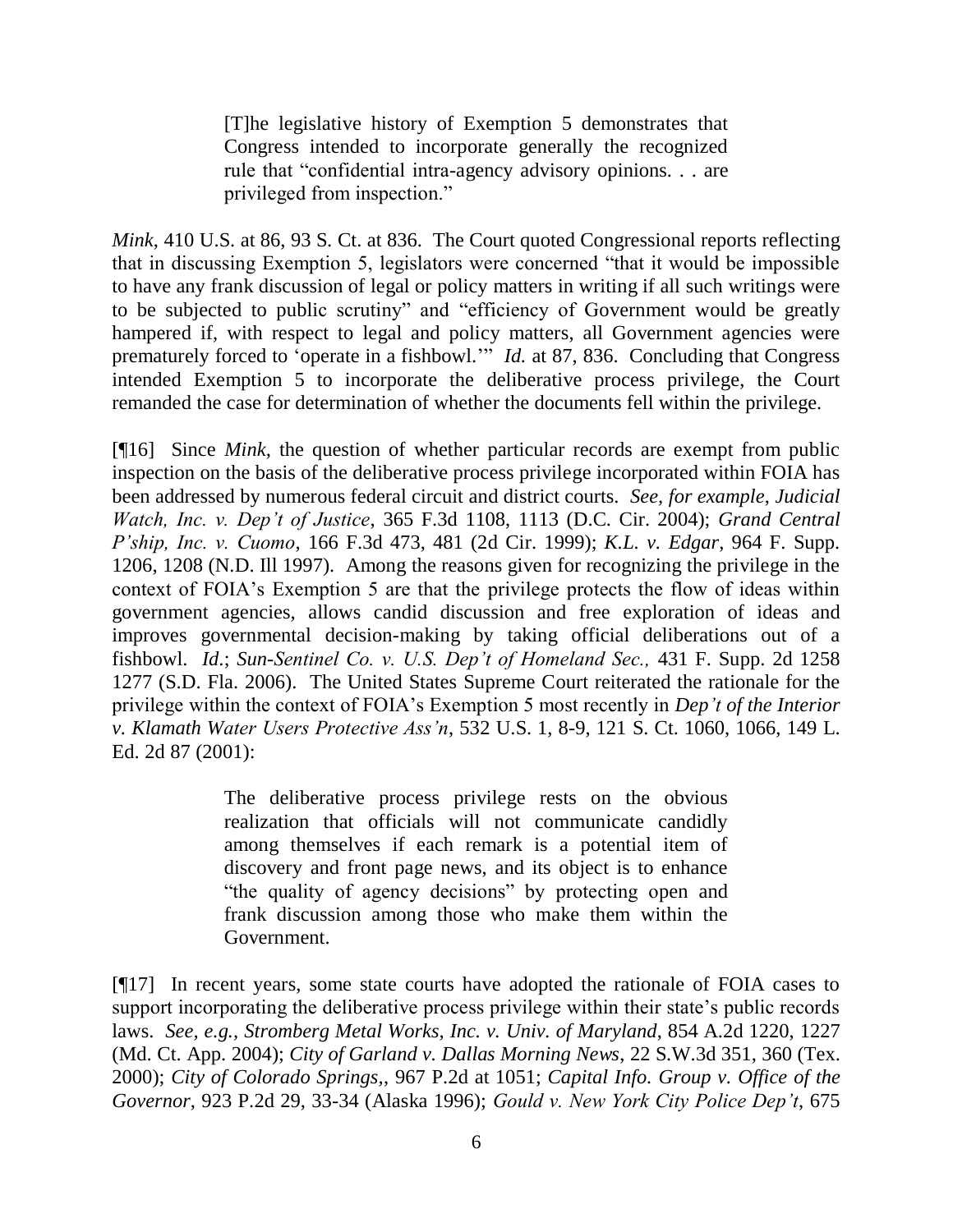> [T]he legislative history of Exemption 5 demonstrates that Congress intended to incorporate generally the recognized rule that "confidential intra-agency advisory opinions. . . are privileged from inspection."

*Mink*, 410 U.S. at 86, 93 S. Ct. at 836. The Court quoted Congressional reports reflecting that in discussing Exemption 5, legislators were concerned "that it would be impossible to have any frank discussion of legal or policy matters in writing if all such writings were to be subjected to public scrutiny" and "efficiency of Government would be greatly hampered if, with respect to legal and policy matters, all Government agencies were prematurely forced to 'operate in a fishbowl.'" *Id.* at 87, 836. Concluding that Congress intended Exemption 5 to incorporate the deliberative process privilege, the Court remanded the case for determination of whether the documents fell within the privilege.

[¶16] Since *Mink*, the question of whether particular records are exempt from public inspection on the basis of the deliberative process privilege incorporated within FOIA has been addressed by numerous federal circuit and district courts. *See, for example*, *Judicial Watch, Inc. v. Dep't of Justice*, 365 F.3d 1108, 1113 (D.C. Cir. 2004); *Grand Central P'ship, Inc. v. Cuomo*, 166 F.3d 473, 481 (2d Cir. 1999); *K.L. v. Edgar*, 964 F. Supp. 1206, 1208 (N.D. Ill 1997). Among the reasons given for recognizing the privilege in the context of FOIA's Exemption 5 are that the privilege protects the flow of ideas within government agencies, allows candid discussion and free exploration of ideas and improves governmental decision-making by taking official deliberations out of a fishbowl. *Id.*; *Sun-Sentinel Co. v. U.S. Dep't of Homeland Sec.,* 431 F. Supp. 2d 1258 1277 (S.D. Fla. 2006). The United States Supreme Court reiterated the rationale for the privilege within the context of FOIA's Exemption 5 most recently in *Dep't of the Interior v. Klamath Water Users Protective Ass'n*, 532 U.S. 1, 8-9, 121 S. Ct. 1060, 1066, 149 L. Ed. 2d 87 (2001):

> The deliberative process privilege rests on the obvious realization that officials will not communicate candidly among themselves if each remark is a potential item of discovery and front page news, and its object is to enhance "the quality of agency decisions" by protecting open and frank discussion among those who make them within the Government.

[¶17] In recent years, some state courts have adopted the rationale of FOIA cases to support incorporating the deliberative process privilege within their state's public records laws. *See, e.g., Stromberg Metal Works, Inc. v. Univ. of Maryland*, 854 A.2d 1220, 1227 (Md. Ct. App. 2004); *City of Garland v. Dallas Morning News*, 22 S.W.3d 351, 360 (Tex. 2000); *City of Colorado Springs*,, 967 P.2d at 1051; *Capital Info. Group v. Office of the Governor*, 923 P.2d 29, 33-34 (Alaska 1996); *Gould v. New York City Police Dep't*, 675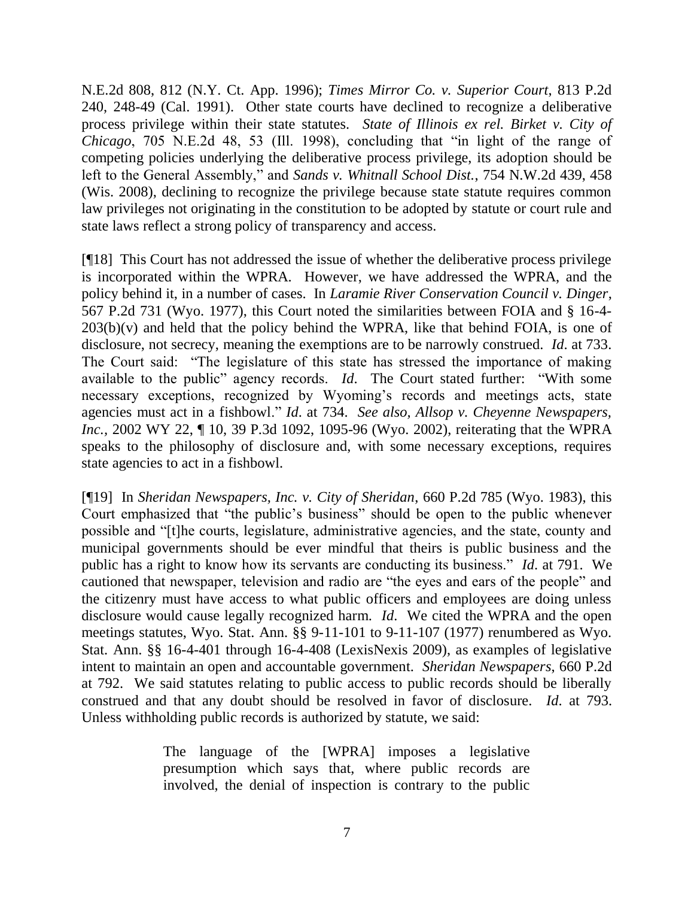N.E.2d 808, 812 (N.Y. Ct. App. 1996); *Times Mirror Co. v. Superior Court*, 813 P.2d 240, 248-49 (Cal. 1991). Other state courts have declined to recognize a deliberative process privilege within their state statutes. *State of Illinois ex rel. Birket v. City of Chicago*, 705 N.E.2d 48, 53 (Ill. 1998), concluding that "in light of the range of competing policies underlying the deliberative process privilege, its adoption should be left to the General Assembly," and *Sands v. Whitnall School Dist.*, 754 N.W.2d 439, 458 (Wis. 2008), declining to recognize the privilege because state statute requires common law privileges not originating in the constitution to be adopted by statute or court rule and state laws reflect a strong policy of transparency and access.

[¶18] This Court has not addressed the issue of whether the deliberative process privilege is incorporated within the WPRA. However, we have addressed the WPRA, and the policy behind it, in a number of cases. In *Laramie River Conservation Council v. Dinger*, 567 P.2d 731 (Wyo. 1977), this Court noted the similarities between FOIA and § 16-4-203(b)(v) and held that the policy behind the WPRA, like that behind FOIA, is one of disclosure, not secrecy, meaning the exemptions are to be narrowly construed. *Id*. at 733. The Court said: "The legislature of this state has stressed the importance of making available to the public" agency records. *Id*. The Court stated further: "With some necessary exceptions, recognized by Wyoming's records and meetings acts, state agencies must act in a fishbowl." *Id*. at 734. *See also, Allsop v. Cheyenne Newspapers, Inc.*, 2002 WY 22, ¶ 10, 39 P.3d 1092, 1095-96 (Wyo. 2002), reiterating that the WPRA speaks to the philosophy of disclosure and, with some necessary exceptions, requires state agencies to act in a fishbowl.

[¶19] In *Sheridan Newspapers, Inc. v. City of Sheridan*, 660 P.2d 785 (Wyo. 1983), this Court emphasized that "the public's business" should be open to the public whenever possible and "[t]he courts, legislature, administrative agencies, and the state, county and municipal governments should be ever mindful that theirs is public business and the public has a right to know how its servants are conducting its business." *Id*. at 791. We cautioned that newspaper, television and radio are "the eyes and ears of the people" and the citizenry must have access to what public officers and employees are doing unless disclosure would cause legally recognized harm. *Id*. We cited the WPRA and the open meetings statutes, Wyo. Stat. Ann. §§ 9-11-101 to 9-11-107 (1977) renumbered as Wyo. Stat. Ann. §§ 16-4-401 through 16-4-408 (LexisNexis 2009), as examples of legislative intent to maintain an open and accountable government. *Sheridan Newspapers*, 660 P.2d at 792. We said statutes relating to public access to public records should be liberally construed and that any doubt should be resolved in favor of disclosure. *Id*. at 793. Unless withholding public records is authorized by statute, we said:

> The language of the [WPRA] imposes a legislative presumption which says that, where public records are involved, the denial of inspection is contrary to the public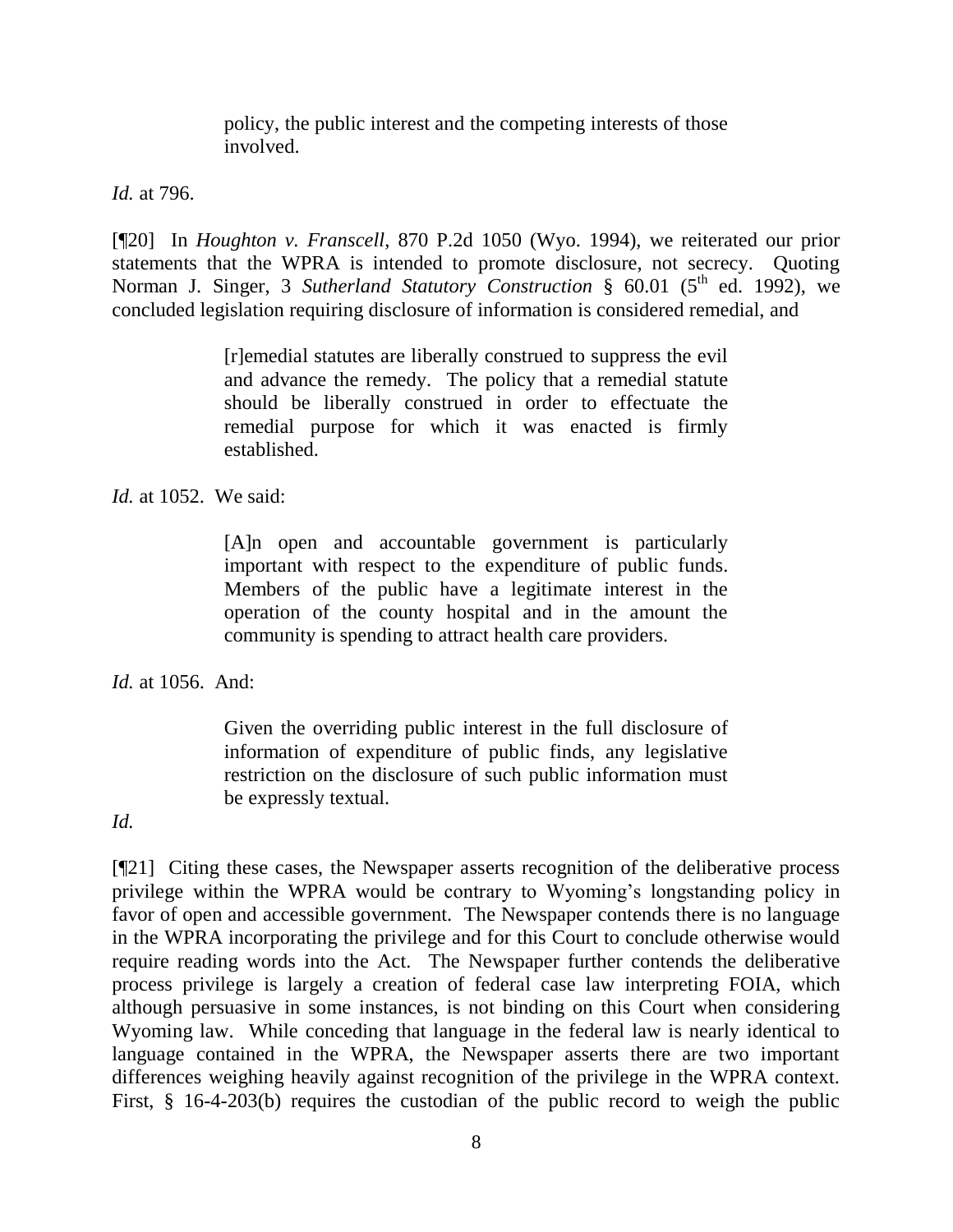> policy, the public interest and the competing interests of those involved.

*Id.* at 796.

[¶20] In *Houghton v. Franscell*, 870 P.2d 1050 (Wyo. 1994), we reiterated our prior statements that the WPRA is intended to promote disclosure, not secrecy. Quoting Norman J. Singer, 3 *Sutherland Statutory Construction* § 60.01 (5th ed. 1992), we concluded legislation requiring disclosure of information is considered remedial, and

> [r]emedial statutes are liberally construed to suppress the evil and advance the remedy. The policy that a remedial statute should be liberally construed in order to effectuate the remedial purpose for which it was enacted is firmly established.

*Id.* at 1052. We said:

> [A]n open and accountable government is particularly important with respect to the expenditure of public funds. Members of the public have a legitimate interest in the operation of the county hospital and in the amount the community is spending to attract health care providers.

*Id.* at 1056. And:

> Given the overriding public interest in the full disclosure of information of expenditure of public finds, any legislative restriction on the disclosure of such public information must be expressly textual.

*Id.*

[¶21] Citing these cases, the Newspaper asserts recognition of the deliberative process privilege within the WPRA would be contrary to Wyoming's longstanding policy in favor of open and accessible government. The Newspaper contends there is no language in the WPRA incorporating the privilege and for this Court to conclude otherwise would require reading words into the Act. The Newspaper further contends the deliberative process privilege is largely a creation of federal case law interpreting FOIA, which although persuasive in some instances, is not binding on this Court when considering Wyoming law. While conceding that language in the federal law is nearly identical to language contained in the WPRA, the Newspaper asserts there are two important differences weighing heavily against recognition of the privilege in the WPRA context. First, § 16-4-203(b) requires the custodian of the public record to weigh the public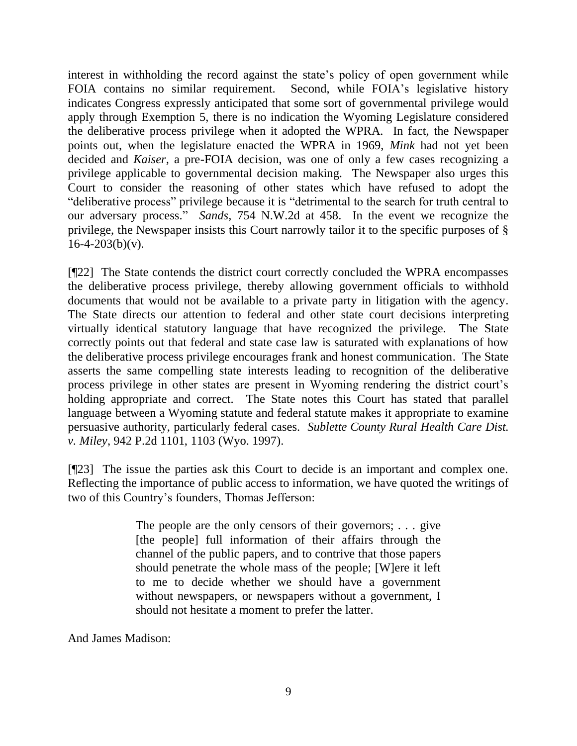interest in withholding the record against the state's policy of open government while FOIA contains no similar requirement. Second, while FOIA's legislative history indicates Congress expressly anticipated that some sort of governmental privilege would apply through Exemption 5, there is no indication the Wyoming Legislature considered the deliberative process privilege when it adopted the WPRA. In fact, the Newspaper points out, when the legislature enacted the WPRA in 1969, *Mink* had not yet been decided and *Kaiser*, a pre-FOIA decision, was one of only a few cases recognizing a privilege applicable to governmental decision making. The Newspaper also urges this Court to consider the reasoning of other states which have refused to adopt the "deliberative process" privilege because it is "detrimental to the search for truth central to our adversary process." *Sands*, 754 N.W.2d at 458. In the event we recognize the privilege, the Newspaper insists this Court narrowly tailor it to the specific purposes of § 16-4-203(b)(v).

[¶22] The State contends the district court correctly concluded the WPRA encompasses the deliberative process privilege, thereby allowing government officials to withhold documents that would not be available to a private party in litigation with the agency. The State directs our attention to federal and other state court decisions interpreting virtually identical statutory language that have recognized the privilege. The State correctly points out that federal and state case law is saturated with explanations of how the deliberative process privilege encourages frank and honest communication. The State asserts the same compelling state interests leading to recognition of the deliberative process privilege in other states are present in Wyoming rendering the district court's holding appropriate and correct. The State notes this Court has stated that parallel language between a Wyoming statute and federal statute makes it appropriate to examine persuasive authority, particularly federal cases. *Sublette County Rural Health Care Dist. v. Miley*, 942 P.2d 1101, 1103 (Wyo. 1997).

[¶23] The issue the parties ask this Court to decide is an important and complex one. Reflecting the importance of public access to information, we have quoted the writings of two of this Country's founders, Thomas Jefferson:

> The people are the only censors of their governors; . . . give [the people] full information of their affairs through the channel of the public papers, and to contrive that those papers should penetrate the whole mass of the people; [W]ere it left to me to decide whether we should have a government without newspapers, or newspapers without a government, I should not hesitate a moment to prefer the latter.

And James Madison: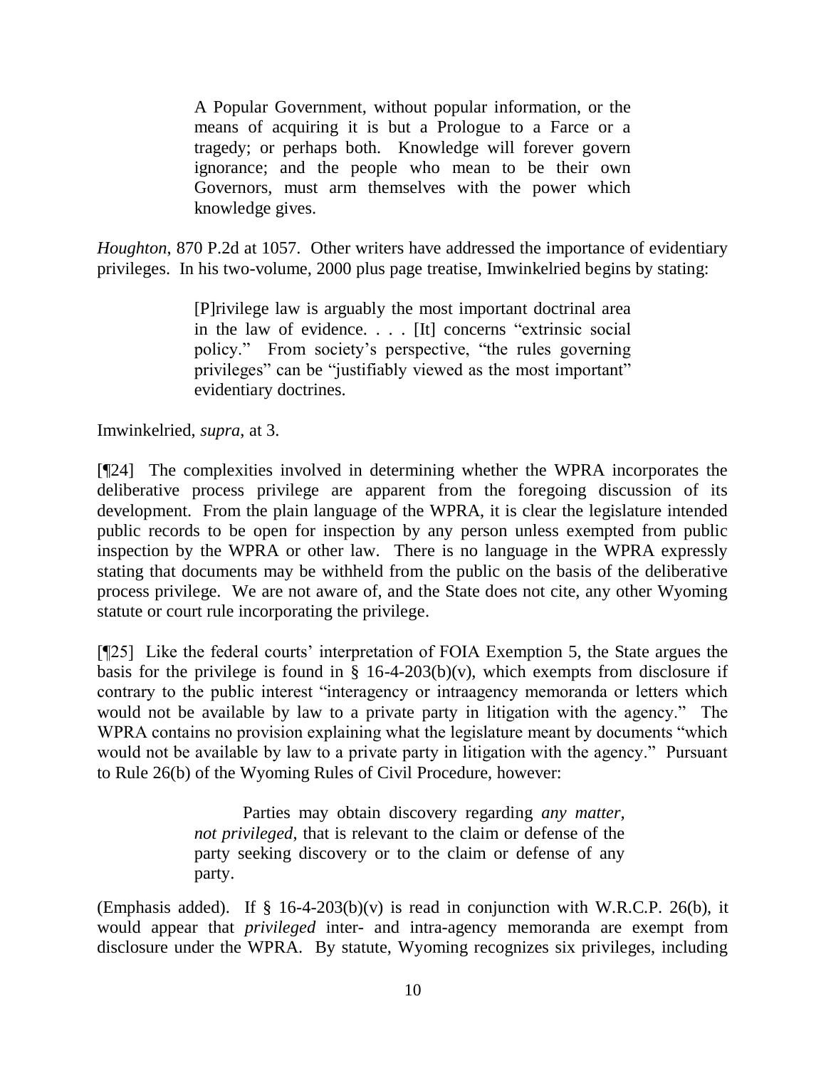> A Popular Government, without popular information, or the means of acquiring it is but a Prologue to a Farce or a tragedy; or perhaps both. Knowledge will forever govern ignorance; and the people who mean to be their own Governors, must arm themselves with the power which knowledge gives.

*Houghton*, 870 P.2d at 1057. Other writers have addressed the importance of evidentiary privileges. In his two-volume, 2000 plus page treatise, Imwinkelried begins by stating:

> [P]rivilege law is arguably the most important doctrinal area in the law of evidence. . . . [It] concerns "extrinsic social policy." From society's perspective, "the rules governing privileges" can be "justifiably viewed as the most important" evidentiary doctrines.

Imwinkelried, *supra*, at 3.

[¶24] The complexities involved in determining whether the WPRA incorporates the deliberative process privilege are apparent from the foregoing discussion of its development. From the plain language of the WPRA, it is clear the legislature intended public records to be open for inspection by any person unless exempted from public inspection by the WPRA or other law. There is no language in the WPRA expressly stating that documents may be withheld from the public on the basis of the deliberative process privilege. We are not aware of, and the State does not cite, any other Wyoming statute or court rule incorporating the privilege.

[¶25] Like the federal courts' interpretation of FOIA Exemption 5, the State argues the basis for the privilege is found in § 16-4-203(b)(v), which exempts from disclosure if contrary to the public interest "interagency or intraagency memoranda or letters which would not be available by law to a private party in litigation with the agency." The WPRA contains no provision explaining what the legislature meant by documents "which would not be available by law to a private party in litigation with the agency." Pursuant to Rule 26(b) of the Wyoming Rules of Civil Procedure, however:

> Parties may obtain discovery regarding *any matter, not privileged*, that is relevant to the claim or defense of the party seeking discovery or to the claim or defense of any party.

(Emphasis added). If § 16-4-203(b)(v) is read in conjunction with W.R.C.P. 26(b), it would appear that *privileged* inter- and intra-agency memoranda are exempt from disclosure under the WPRA. By statute, Wyoming recognizes six privileges, including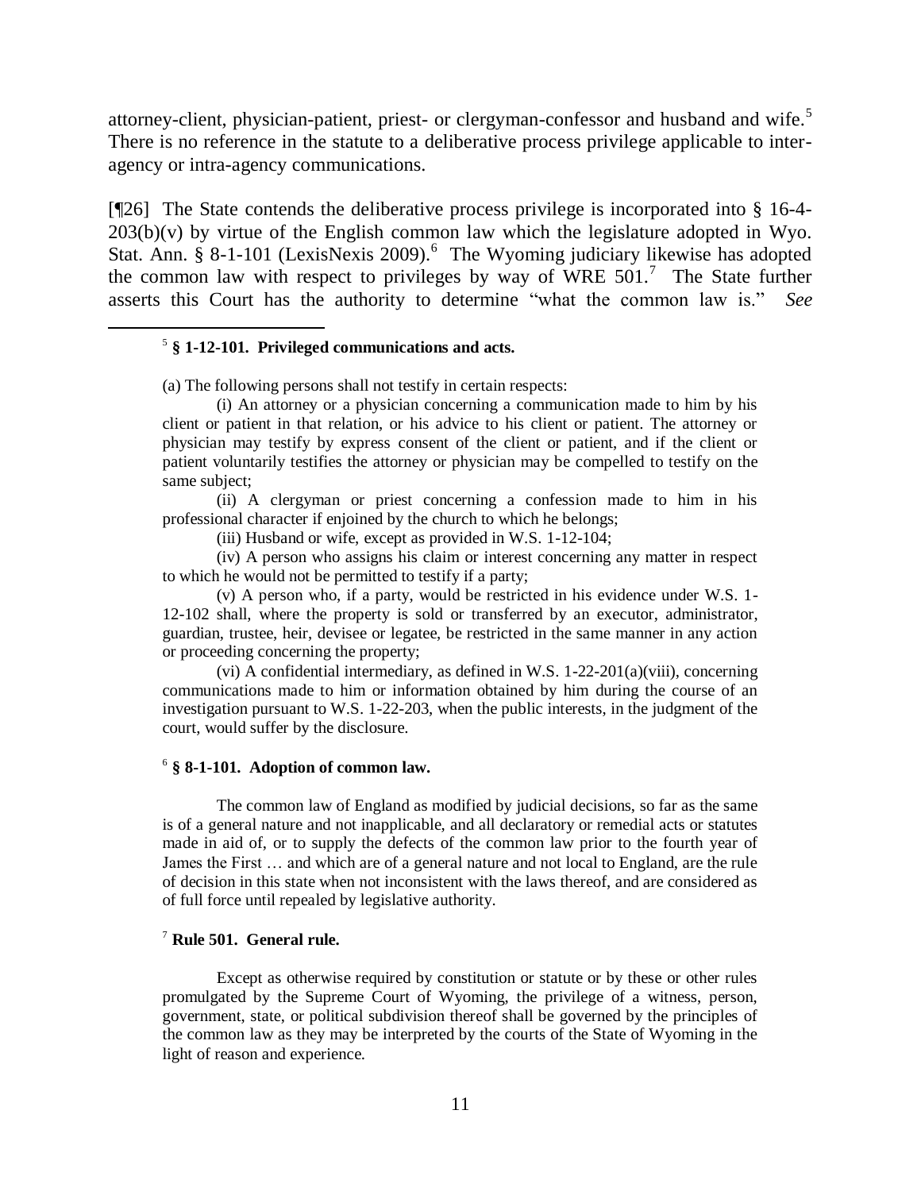attorney-client, physician-patient, priest- or clergyman-confessor and husband and wife.[5] There is no reference in the statute to a deliberative process privilege applicable to inter-agency or intra-agency communications.

[¶26] The State contends the deliberative process privilege is incorporated into § 16-4-203(b)(v) by virtue of the English common law which the legislature adopted in Wyo. Stat. Ann. § 8-1-101 (LexisNexis 2009).[6] The Wyoming judiciary likewise has adopted the common law with respect to privileges by way of WRE 501.[7] The State further asserts this Court has the authority to determine "what the common law is." *See*

---

[5] **§ 1-12-101. Privileged communications and acts.**

(a) The following persons shall not testify in certain respects:

(i) An attorney or a physician concerning a communication made to him by his client or patient in that relation, or his advice to his client or patient. The attorney or physician may testify by express consent of the client or patient, and if the client or patient voluntarily testifies the attorney or physician may be compelled to testify on the same subject;

(ii) A clergyman or priest concerning a confession made to him in his professional character if enjoined by the church to which he belongs;

(iii) Husband or wife, except as provided in W.S. 1-12-104;

(iv) A person who assigns his claim or interest concerning any matter in respect to which he would not be permitted to testify if a party;

(v) A person who, if a party, would be restricted in his evidence under W.S. 1-12-102 shall, where the property is sold or transferred by an executor, administrator, guardian, trustee, heir, devisee or legatee, be restricted in the same manner in any action or proceeding concerning the property;

(vi) A confidential intermediary, as defined in W.S. 1-22-201(a)(viii), concerning communications made to him or information obtained by him during the course of an investigation pursuant to W.S. 1-22-203, when the public interests, in the judgment of the court, would suffer by the disclosure.

[6] **§ 8-1-101. Adoption of common law.**

The common law of England as modified by judicial decisions, so far as the same is of a general nature and not inapplicable, and all declaratory or remedial acts or statutes made in aid of, or to supply the defects of the common law prior to the fourth year of James the First … and which are of a general nature and not local to England, are the rule of decision in this state when not inconsistent with the laws thereof, and are considered as of full force until repealed by legislative authority.

[7] **Rule 501. General rule.**

Except as otherwise required by constitution or statute or by these or other rules promulgated by the Supreme Court of Wyoming, the privilege of a witness, person, government, state, or political subdivision thereof shall be governed by the principles of the common law as they may be interpreted by the courts of the State of Wyoming in the light of reason and experience.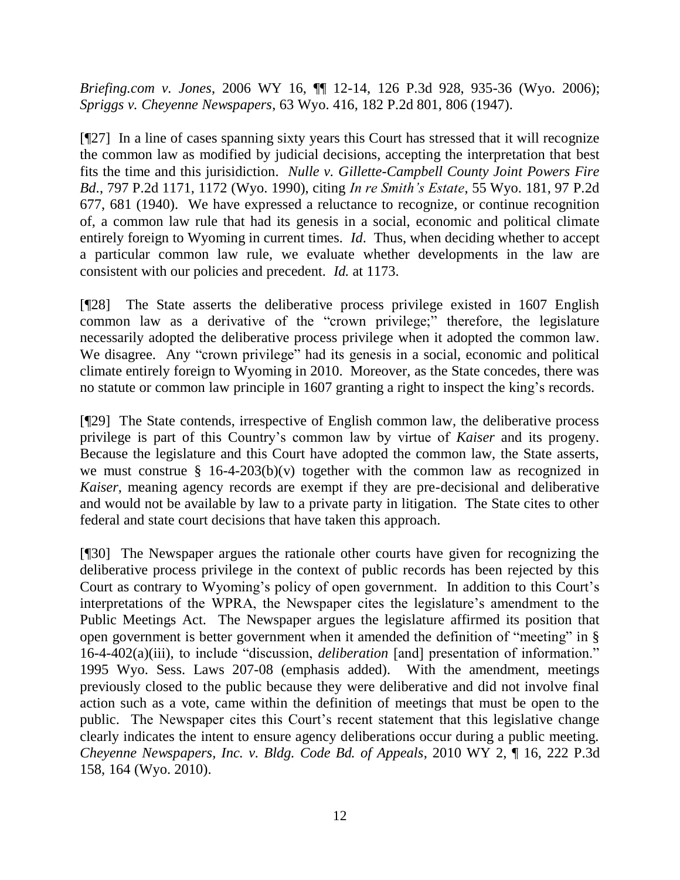*Briefing.com v. Jones*, 2006 WY 16, ¶¶ 12-14, 126 P.3d 928, 935-36 (Wyo. 2006); *Spriggs v. Cheyenne Newspapers*, 63 Wyo. 416, 182 P.2d 801, 806 (1947).

[¶27] In a line of cases spanning sixty years this Court has stressed that it will recognize the common law as modified by judicial decisions, accepting the interpretation that best fits the time and this jurisidiction. *Nulle v. Gillette-Campbell County Joint Powers Fire Bd*., 797 P.2d 1171, 1172 (Wyo. 1990), citing *In re Smith's Estate*, 55 Wyo. 181, 97 P.2d 677, 681 (1940). We have expressed a reluctance to recognize, or continue recognition of, a common law rule that had its genesis in a social, economic and political climate entirely foreign to Wyoming in current times. *Id*. Thus, when deciding whether to accept a particular common law rule, we evaluate whether developments in the law are consistent with our policies and precedent. *Id.* at 1173.

[¶28] The State asserts the deliberative process privilege existed in 1607 English common law as a derivative of the "crown privilege;" therefore, the legislature necessarily adopted the deliberative process privilege when it adopted the common law. We disagree. Any "crown privilege" had its genesis in a social, economic and political climate entirely foreign to Wyoming in 2010. Moreover, as the State concedes, there was no statute or common law principle in 1607 granting a right to inspect the king's records.

[¶29] The State contends, irrespective of English common law, the deliberative process privilege is part of this Country's common law by virtue of *Kaiser* and its progeny. Because the legislature and this Court have adopted the common law, the State asserts, we must construe § 16-4-203(b)(v) together with the common law as recognized in *Kaiser*, meaning agency records are exempt if they are pre-decisional and deliberative and would not be available by law to a private party in litigation. The State cites to other federal and state court decisions that have taken this approach.

[¶30] The Newspaper argues the rationale other courts have given for recognizing the deliberative process privilege in the context of public records has been rejected by this Court as contrary to Wyoming's policy of open government. In addition to this Court's interpretations of the WPRA, the Newspaper cites the legislature's amendment to the Public Meetings Act. The Newspaper argues the legislature affirmed its position that open government is better government when it amended the definition of "meeting" in § 16-4-402(a)(iii), to include "discussion, *deliberation* [and] presentation of information." 1995 Wyo. Sess. Laws 207-08 (emphasis added). With the amendment, meetings previously closed to the public because they were deliberative and did not involve final action such as a vote, came within the definition of meetings that must be open to the public. The Newspaper cites this Court's recent statement that this legislative change clearly indicates the intent to ensure agency deliberations occur during a public meeting. *Cheyenne Newspapers, Inc. v. Bldg. Code Bd. of Appeals*, 2010 WY 2, ¶ 16, 222 P.3d 158, 164 (Wyo. 2010).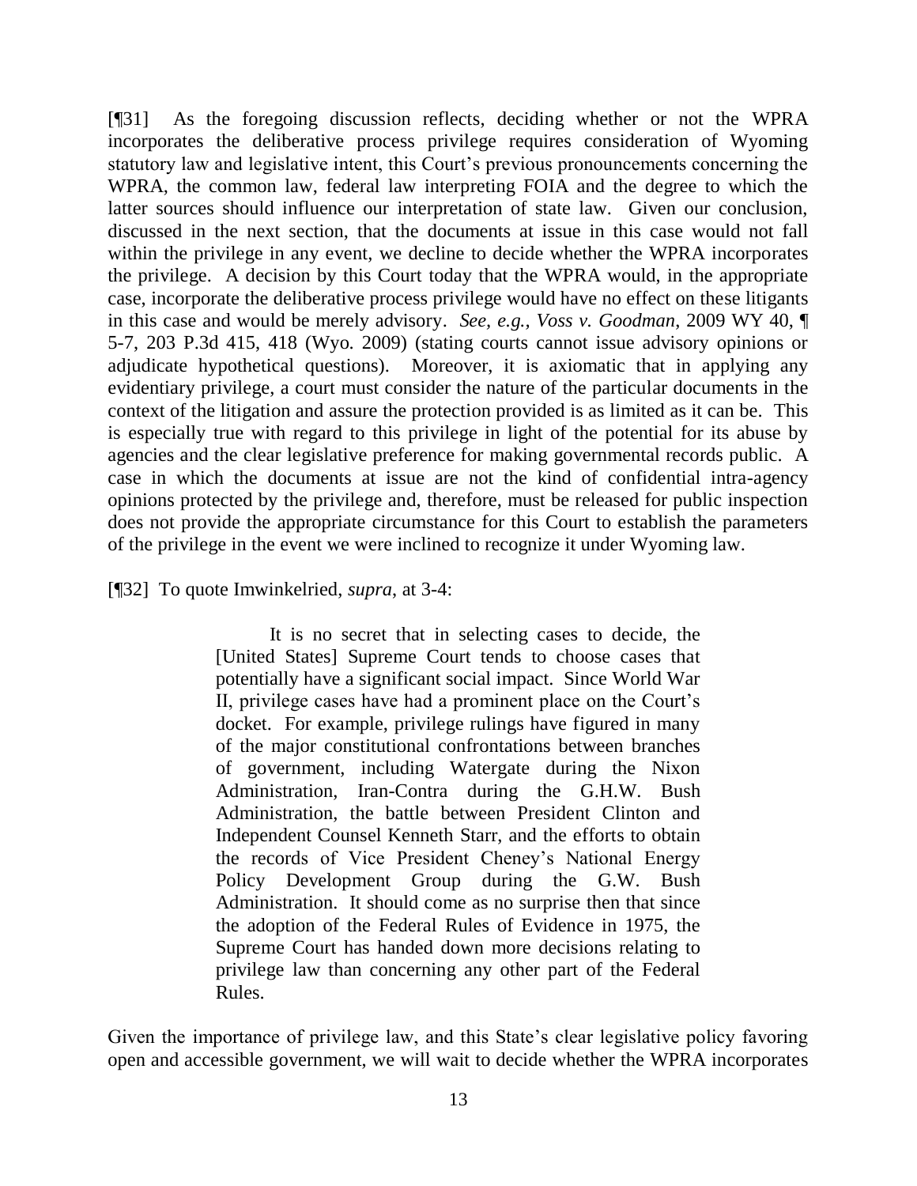[¶31] As the foregoing discussion reflects, deciding whether or not the WPRA incorporates the deliberative process privilege requires consideration of Wyoming statutory law and legislative intent, this Court's previous pronouncements concerning the WPRA, the common law, federal law interpreting FOIA and the degree to which the latter sources should influence our interpretation of state law. Given our conclusion, discussed in the next section, that the documents at issue in this case would not fall within the privilege in any event, we decline to decide whether the WPRA incorporates the privilege. A decision by this Court today that the WPRA would, in the appropriate case, incorporate the deliberative process privilege would have no effect on these litigants in this case and would be merely advisory. *See, e.g., Voss v. Goodman*, 2009 WY 40, ¶ 5-7, 203 P.3d 415, 418 (Wyo. 2009) (stating courts cannot issue advisory opinions or adjudicate hypothetical questions). Moreover, it is axiomatic that in applying any evidentiary privilege, a court must consider the nature of the particular documents in the context of the litigation and assure the protection provided is as limited as it can be. This is especially true with regard to this privilege in light of the potential for its abuse by agencies and the clear legislative preference for making governmental records public. A case in which the documents at issue are not the kind of confidential intra-agency opinions protected by the privilege and, therefore, must be released for public inspection does not provide the appropriate circumstance for this Court to establish the parameters of the privilege in the event we were inclined to recognize it under Wyoming law.

[¶32] To quote Imwinkelried, *supra*, at 3-4:

> It is no secret that in selecting cases to decide, the [United States] Supreme Court tends to choose cases that potentially have a significant social impact. Since World War II, privilege cases have had a prominent place on the Court's docket. For example, privilege rulings have figured in many of the major constitutional confrontations between branches of government, including Watergate during the Nixon Administration, Iran-Contra during the G.H.W. Bush Administration, the battle between President Clinton and Independent Counsel Kenneth Starr, and the efforts to obtain the records of Vice President Cheney's National Energy Policy Development Group during the G.W. Bush Administration. It should come as no surprise then that since the adoption of the Federal Rules of Evidence in 1975, the Supreme Court has handed down more decisions relating to privilege law than concerning any other part of the Federal Rules.

Given the importance of privilege law, and this State's clear legislative policy favoring open and accessible government, we will wait to decide whether the WPRA incorporates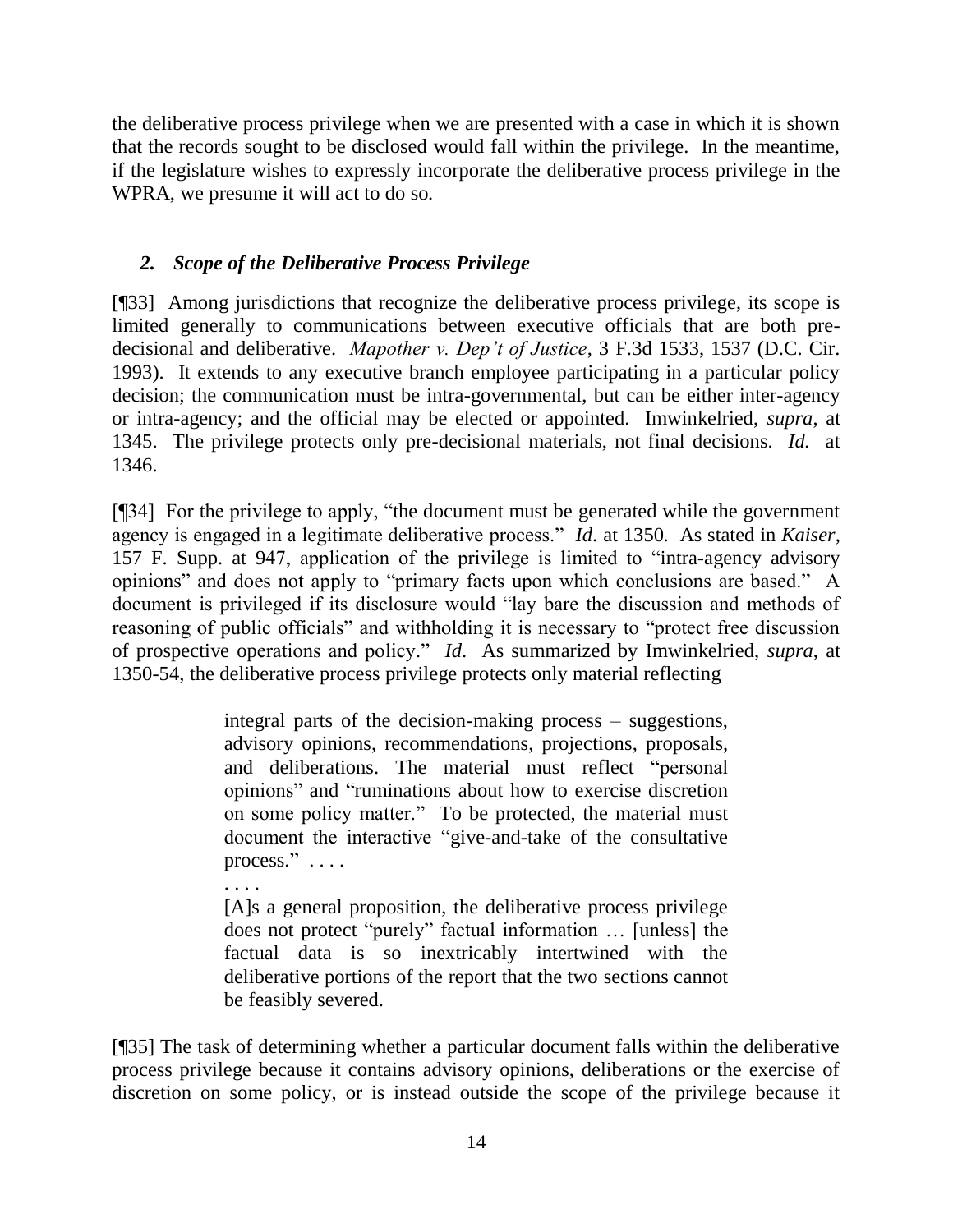the deliberative process privilege when we are presented with a case in which it is shown that the records sought to be disclosed would fall within the privilege. In the meantime, if the legislature wishes to expressly incorporate the deliberative process privilege in the WPRA, we presume it will act to do so.

### *2. Scope of the Deliberative Process Privilege*

[¶33] Among jurisdictions that recognize the deliberative process privilege, its scope is limited generally to communications between executive officials that are both pre-decisional and deliberative. *Mapother v. Dep't of Justice*, 3 F.3d 1533, 1537 (D.C. Cir. 1993). It extends to any executive branch employee participating in a particular policy decision; the communication must be intra-governmental, but can be either inter-agency or intra-agency; and the official may be elected or appointed. Imwinkelried, *supra*, at 1345. The privilege protects only pre-decisional materials, not final decisions. *Id.* at 1346.

[¶34] For the privilege to apply, "the document must be generated while the government agency is engaged in a legitimate deliberative process." *Id*. at 1350. As stated in *Kaiser*, 157 F. Supp. at 947, application of the privilege is limited to "intra-agency advisory opinions" and does not apply to "primary facts upon which conclusions are based." A document is privileged if its disclosure would "lay bare the discussion and methods of reasoning of public officials" and withholding it is necessary to "protect free discussion of prospective operations and policy." *Id*. As summarized by Imwinkelried, *supra*, at 1350-54, the deliberative process privilege protects only material reflecting

> integral parts of the decision-making process – suggestions, advisory opinions, recommendations, projections, proposals, and deliberations. The material must reflect "personal opinions" and "ruminations about how to exercise discretion on some policy matter." To be protected, the material must document the interactive "give-and-take of the consultative process." . . . .
>
> . . . .
>
> [A]s a general proposition, the deliberative process privilege does not protect "purely" factual information … [unless] the factual data is so inextricably intertwined with the deliberative portions of the report that the two sections cannot be feasibly severed.

[¶35] The task of determining whether a particular document falls within the deliberative process privilege because it contains advisory opinions, deliberations or the exercise of discretion on some policy, or is instead outside the scope of the privilege because it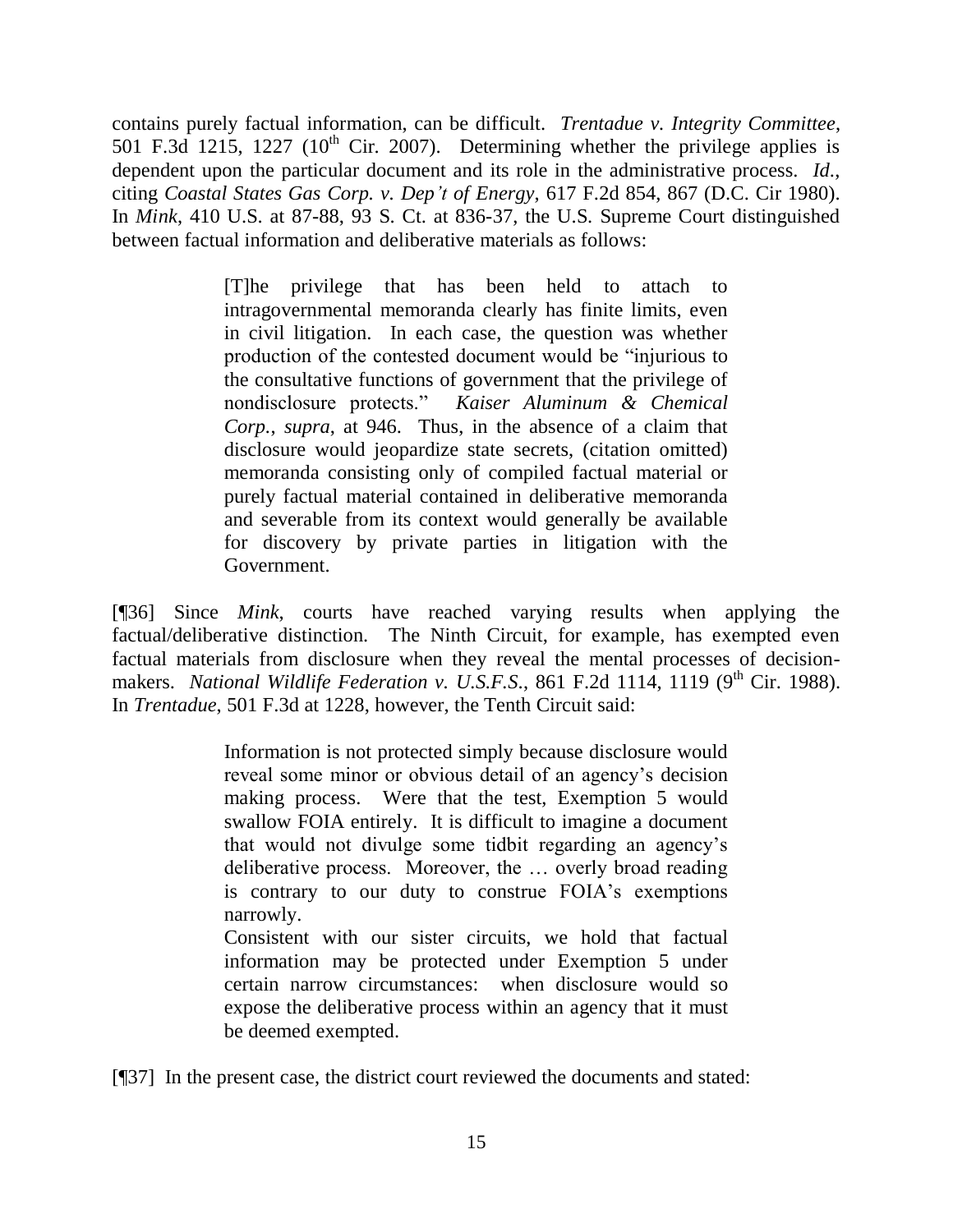contains purely factual information, can be difficult. *Trentadue v. Integrity Committee*, 501 F.3d 1215, 1227 (10th Cir. 2007). Determining whether the privilege applies is dependent upon the particular document and its role in the administrative process. *Id.*, citing *Coastal States Gas Corp. v. Dep't of Energy*, 617 F.2d 854, 867 (D.C. Cir 1980). In *Mink*, 410 U.S. at 87-88, 93 S. Ct. at 836-37, the U.S. Supreme Court distinguished between factual information and deliberative materials as follows:

> [T]he privilege that has been held to attach to intragovernmental memoranda clearly has finite limits, even in civil litigation. In each case, the question was whether production of the contested document would be "injurious to the consultative functions of government that the privilege of nondisclosure protects." *Kaiser Aluminum & Chemical Corp.*, *supra*, at 946. Thus, in the absence of a claim that disclosure would jeopardize state secrets, (citation omitted) memoranda consisting only of compiled factual material or purely factual material contained in deliberative memoranda and severable from its context would generally be available for discovery by private parties in litigation with the Government.

[¶36] Since *Mink*, courts have reached varying results when applying the factual/deliberative distinction. The Ninth Circuit, for example, has exempted even factual materials from disclosure when they reveal the mental processes of decision-makers. *National Wildlife Federation v. U.S.F.S.*, 861 F.2d 1114, 1119 (9th Cir. 1988). In *Trentadue,* 501 F.3d at 1228, however, the Tenth Circuit said:

> Information is not protected simply because disclosure would reveal some minor or obvious detail of an agency's decision making process. Were that the test, Exemption 5 would swallow FOIA entirely. It is difficult to imagine a document that would not divulge some tidbit regarding an agency's deliberative process. Moreover, the … overly broad reading is contrary to our duty to construe FOIA's exemptions narrowly.
>
> Consistent with our sister circuits, we hold that factual information may be protected under Exemption 5 under certain narrow circumstances: when disclosure would so expose the deliberative process within an agency that it must be deemed exempted.

[¶37] In the present case, the district court reviewed the documents and stated: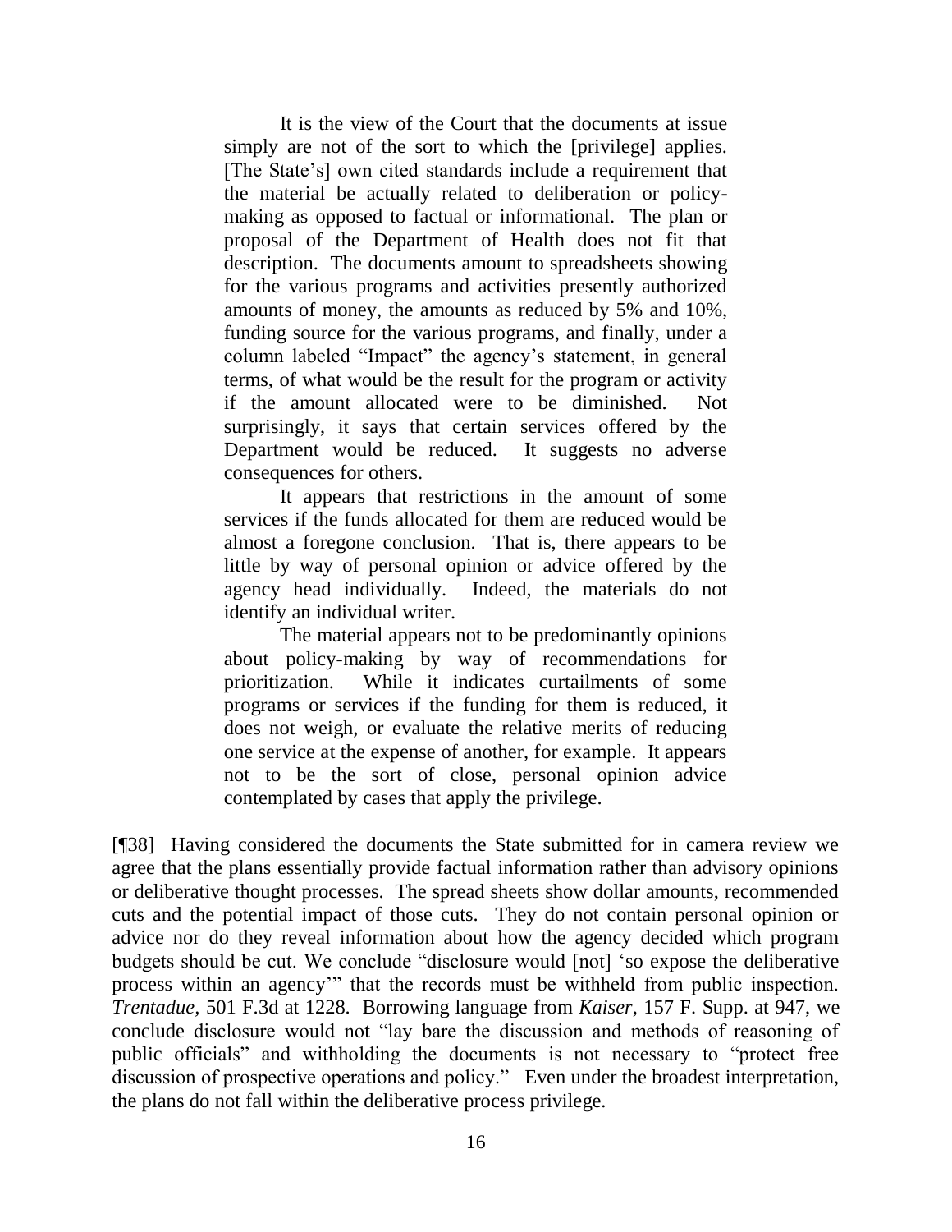> It is the view of the Court that the documents at issue simply are not of the sort to which the [privilege] applies. [The State's] own cited standards include a requirement that the material be actually related to deliberation or policy-making as opposed to factual or informational. The plan or proposal of the Department of Health does not fit that description. The documents amount to spreadsheets showing for the various programs and activities presently authorized amounts of money, the amounts as reduced by 5% and 10%, funding source for the various programs, and finally, under a column labeled "Impact" the agency's statement, in general terms, of what would be the result for the program or activity if the amount allocated were to be diminished. Not surprisingly, it says that certain services offered by the Department would be reduced. It suggests no adverse consequences for others.
>
> It appears that restrictions in the amount of some services if the funds allocated for them are reduced would be almost a foregone conclusion. That is, there appears to be little by way of personal opinion or advice offered by the agency head individually. Indeed, the materials do not identify an individual writer.
>
> The material appears not to be predominantly opinions about policy-making by way of recommendations for prioritization. While it indicates curtailments of some programs or services if the funding for them is reduced, it does not weigh, or evaluate the relative merits of reducing one service at the expense of another, for example. It appears not to be the sort of close, personal opinion advice contemplated by cases that apply the privilege.

[¶38] Having considered the documents the State submitted for in camera review we agree that the plans essentially provide factual information rather than advisory opinions or deliberative thought processes. The spread sheets show dollar amounts, recommended cuts and the potential impact of those cuts. They do not contain personal opinion or advice nor do they reveal information about how the agency decided which program budgets should be cut. We conclude "disclosure would [not] 'so expose the deliberative process within an agency'" that the records must be withheld from public inspection. *Trentadue*, 501 F.3d at 1228. Borrowing language from *Kaiser*, 157 F. Supp. at 947, we conclude disclosure would not "lay bare the discussion and methods of reasoning of public officials" and withholding the documents is not necessary to "protect free discussion of prospective operations and policy." Even under the broadest interpretation, the plans do not fall within the deliberative process privilege.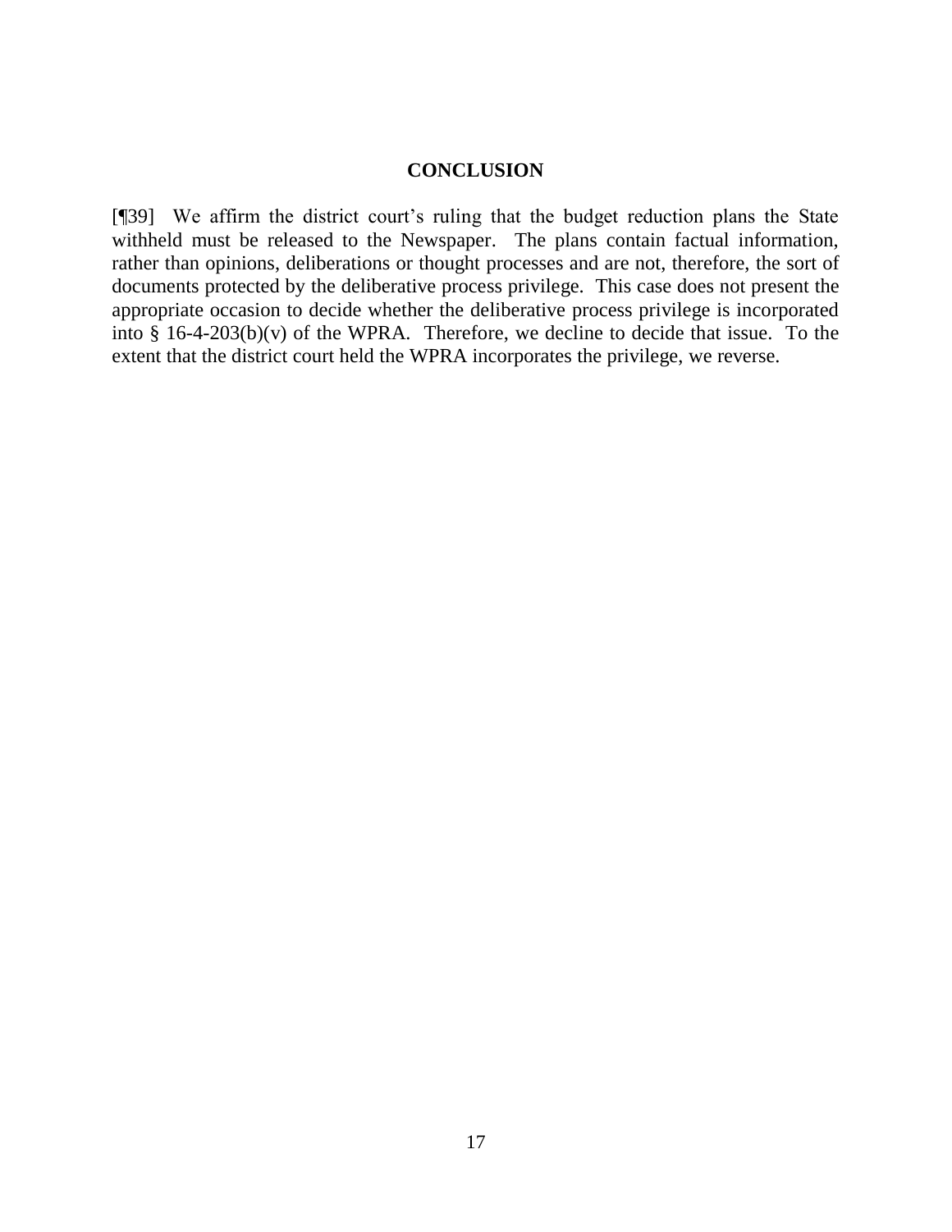## CONCLUSION

[¶39] We affirm the district court's ruling that the budget reduction plans the State withheld must be released to the Newspaper. The plans contain factual information, rather than opinions, deliberations or thought processes and are not, therefore, the sort of documents protected by the deliberative process privilege. This case does not present the appropriate occasion to decide whether the deliberative process privilege is incorporated into § 16-4-203(b)(v) of the WPRA. Therefore, we decline to decide that issue. To the extent that the district court held the WPRA incorporates the privilege, we reverse.